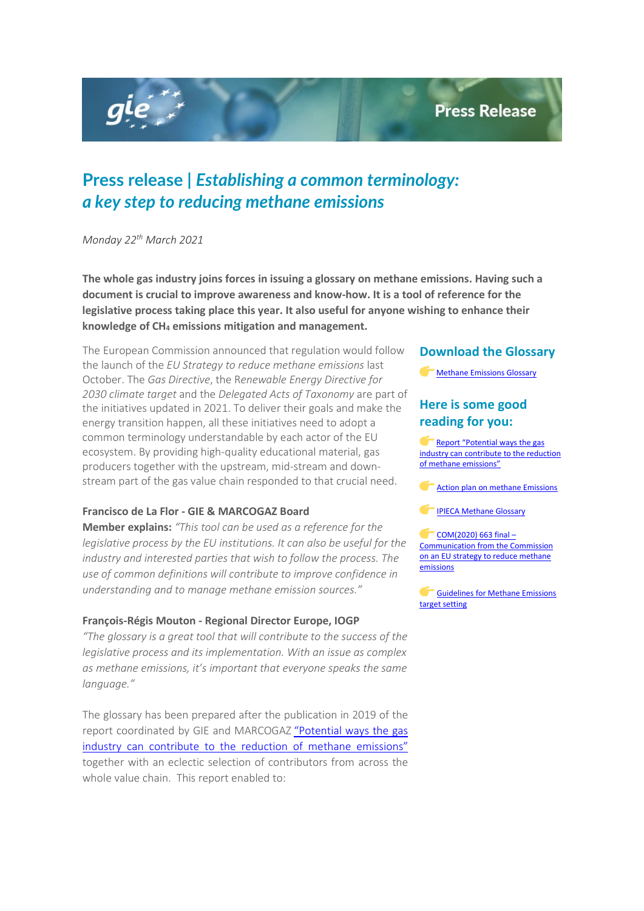# Press release | *Establishing a common terminology: a key step to reducing methane emissions*

*Monday 22th March 2021*

**The whole gas industry joins forces in issuing a glossary on methane emissions. Having such a document is crucial to improve awareness and know-how. It is a tool of reference for the legislative process taking place this year. It also useful for anyone wishing to enhance their knowledge of $CH_4$ emissions mitigation and management.**

The European Commission announced that regulation would follow the launch of the *EU Strategy to reduce methane emissions* last October. The *Gas Directive*, the *Renewable Energy Directive for 2030 climate target* and the *Delegated Acts of Taxonomy* are part of the initiatives updated in 2021. To deliver their goals and make the energy transition happen, all these initiatives need to adopt a common terminology understandable by each actor of the EU ecosystem. By providing high-quality educational material, gas producers together with the upstream, mid-stream and down-stream part of the gas value chain responded to that crucial need.

**Francisco de La Flor - GIE & MARCOGAZ Board Member explains:** *"This tool can be used as a reference for the legislative process by the EU institutions. It can also be useful for the industry and interested parties that wish to follow the process. The use of common definitions will contribute to improve confidence in understanding and to manage methane emission sources."*

**François-Régis Mouton - Regional Director Europe, IOGP**

*"The glossary is a great tool that will contribute to the success of the legislative process and its implementation. With an issue as complex as methane emissions, it's important that everyone speaks the same language."*

The glossary has been prepared after the publication in 2019 of the report coordinated by GIE and MARCOGAZ "Potential ways the gas industry can contribute to the reduction of methane emissions" together with an eclectic selection of contributors from across the whole value chain. This report enabled to:

## Download the Glossary

- Methane Emissions Glossary

## Here is some good reading for you:

- Report "Potential ways the gas industry can contribute to the reduction of methane emissions"
- Action plan on methane Emissions
- IPIECA Methane Glossary
- COM(2020) 663 final – Communication from the Commission on an EU strategy to reduce methane emissions
- Guidelines for Methane Emissions target setting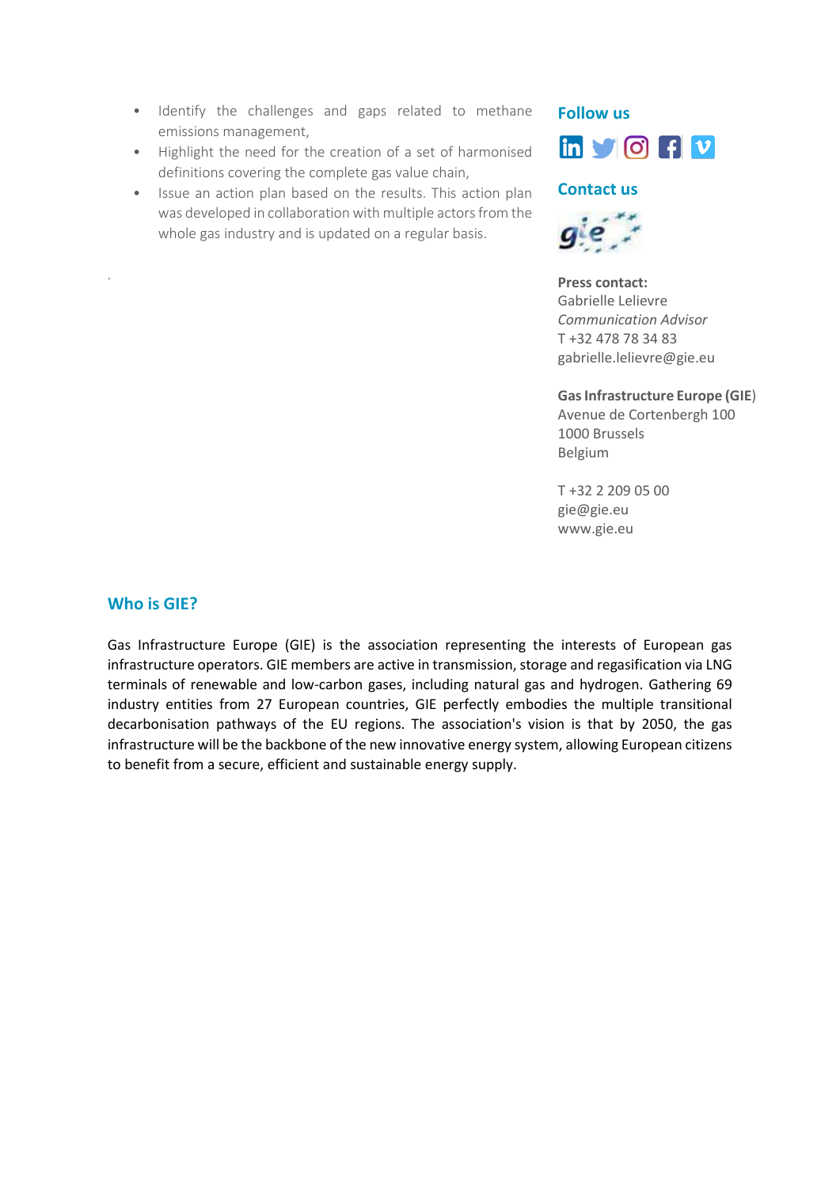- Identify the challenges and gaps related to methane emissions management,
- Highlight the need for the creation of a set of harmonised definitions covering the complete gas value chain,
- Issue an action plan based on the results. This action plan was developed in collaboration with multiple actors from the whole gas industry and is updated on a regular basis.

## Follow us

## Contact us

**Press contact:**
Gabrielle Lelievre
*Communication Advisor*
T +32 478 78 34 83
gabrielle.lelievre@gie.eu

**Gas Infrastructure Europe (GIE)**
Avenue de Cortenbergh 100
1000 Brussels
Belgium

T +32 2 209 05 00
gie@gie.eu
www.gie.eu

## Who is GIE?

Gas Infrastructure Europe (GIE) is the association representing the interests of European gas infrastructure operators. GIE members are active in transmission, storage and regasification via LNG terminals of renewable and low-carbon gases, including natural gas and hydrogen. Gathering 69 industry entities from 27 European countries, GIE perfectly embodies the multiple transitional decarbonisation pathways of the EU regions. The association's vision is that by 2050, the gas infrastructure will be the backbone of the new innovative energy system, allowing European citizens to benefit from a secure, efficient and sustainable energy supply.